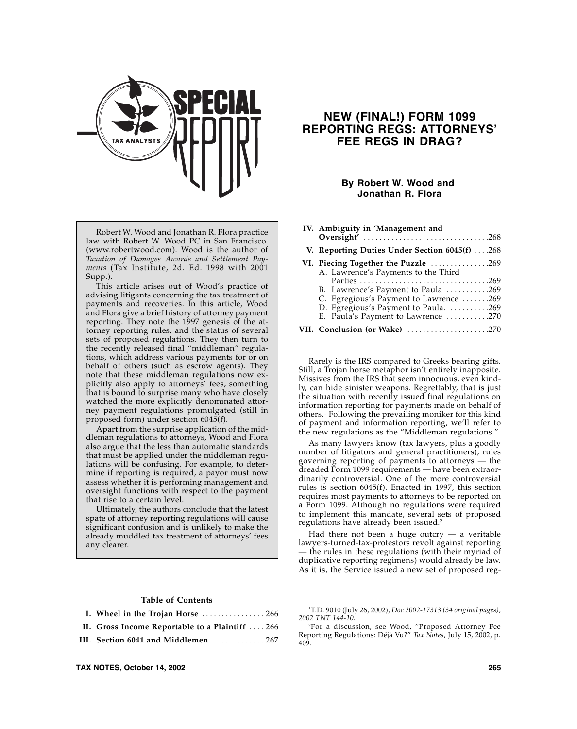# NEW (FINAL!) FORM 1099 REPORTING REGS: ATTORNEYS' FEE REGS IN DRAG?

**By Robert W. Wood and Jonathan R. Flora**

Robert W. Wood and Jonathan R. Flora practice law with Robert W. Wood PC in San Francisco. (www.robertwood.com). Wood is the author of *Taxation of Damages Awards and Settlement Payments* (Tax Institute, 2d. Ed. 1998 with 2001 Supp.).

This article arises out of Wood's practice of advising litigants concerning the tax treatment of payments and recoveries. In this article, Wood and Flora give a brief history of attorney payment reporting. They note the 1997 genesis of the attorney reporting rules, and the status of several sets of proposed regulations. They then turn to the recently released final "middleman" regulations, which address various payments for or on behalf of others (such as escrow agents). They note that these middleman regulations now explicitly also apply to attorneys' fees, something that is bound to surprise many who have closely watched the more explicitly denominated attorney payment regulations promulgated (still in proposed form) under section 6045(f).

Apart from the surprise application of the middleman regulations to attorneys, Wood and Flora also argue that the less than automatic standards that must be applied under the middleman regulations will be confusing. For example, to determine if reporting is required, a payor must now assess whether it is performing management and oversight functions with respect to the payment that rise to a certain level.

Ultimately, the authors conclude that the latest spate of attorney reporting regulations will cause significant confusion and is unlikely to make the already muddled tax treatment of attorneys' fees any clearer.

**Table of Contents**

- **I. Wheel in the Trojan Horse** .................. 266
- **II. Gross Income Reportable to a Plaintiff** .... 266
- **III. Section 6041 and Middlemen** ............. 267
- **IV. Ambiguity in 'Management and Oversight'** ................................ 268
- **V. Reporting Duties Under Section 6045(f)** .... 268
- **VI. Piecing Together the Puzzle** ............... 269
  - A. Lawrence's Payments to the Third Parties ................................ 269
  - B. Lawrence's Payment to Paula ........... 269
  - C. Egregious's Payment to Lawrence ....... 269
  - D. Egregious's Payment to Paula. .......... 269
  - E. Paula's Payment to Lawrence ........... 270
- **VII. Conclusion (or Wake)** .................... 270

Rarely is the IRS compared to Greeks bearing gifts. Still, a Trojan horse metaphor isn't entirely inapposite. Missives from the IRS that seem innocuous, even kindly, can hide sinister weapons. Regrettably, that is just the situation with recently issued final regulations on information reporting for payments made on behalf of others.[1] Following the prevailing moniker for this kind of payment and information reporting, we'll refer to the new regulations as the "Middleman regulations."

As many lawyers know (tax lawyers, plus a goodly number of litigators and general practitioners), rules governing reporting of payments to attorneys — the dreaded Form 1099 requirements — have been extraordinarily controversial. One of the more controversial rules is section 6045(f). Enacted in 1997, this section requires most payments to attorneys to be reported on a Form 1099. Although no regulations were required to implement this mandate, several sets of proposed regulations have already been issued.[2]

Had there not been a huge outcry — a veritable lawyers-turned-tax-protestors revolt against reporting — the rules in these regulations (with their myriad of duplicative reporting regimens) would already be law. As it is, the Service issued a new set of proposed reg-

---

[1] T.D. 9010 (July 26, 2002), *Doc 2002-17313 (34 original pages), 2002 TNT 144-10.*

[2] For a discussion, see Wood, "Proposed Attorney Fee Reporting Regulations: Déjà Vu?" *Tax Notes*, July 15, 2002, p. 409.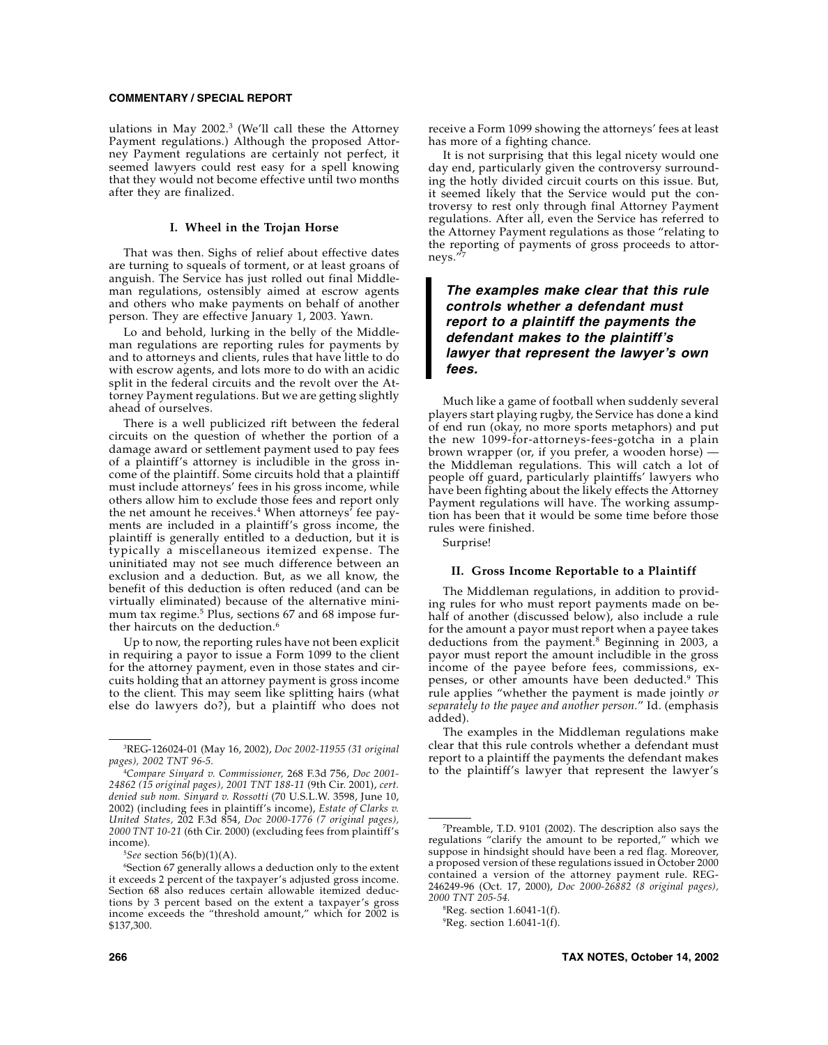ulations in May 2002.[3] (We'll call these the Attorney Payment regulations.) Although the proposed Attorney Payment regulations are certainly not perfect, it seemed lawyers could rest easy for a spell knowing that they would not become effective until two months after they are finalized.

### I. Wheel in the Trojan Horse

That was then. Sighs of relief about effective dates are turning to squeals of torment, or at least groans of anguish. The Service has just rolled out final Middleman regulations, ostensibly aimed at escrow agents and others who make payments on behalf of another person. They are effective January 1, 2003. Yawn.

Lo and behold, lurking in the belly of the Middleman regulations are reporting rules for payments by and to attorneys and clients, rules that have little to do with escrow agents, and lots more to do with an acidic split in the federal circuits and the revolt over the Attorney Payment regulations. But we are getting slightly ahead of ourselves.

There is a well publicized rift between the federal circuits on the question of whether the portion of a damage award or settlement payment used to pay fees of a plaintiff's attorney is includible in the gross income of the plaintiff. Some circuits hold that a plaintiff must include attorneys' fees in his gross income, while others allow him to exclude those fees and report only the net amount he receives.[4] When attorneys' fee payments are included in a plaintiff's gross income, the plaintiff is generally entitled to a deduction, but it is typically a miscellaneous itemized expense. The uninitiated may not see much difference between an exclusion and a deduction. But, as we all know, the benefit of this deduction is often reduced (and can be virtually eliminated) because of the alternative minimum tax regime.[5] Plus, sections 67 and 68 impose further haircuts on the deduction.[6]

Up to now, the reporting rules have not been explicit in requiring a payor to issue a Form 1099 to the client for the attorney payment, even in those states and circuits holding that an attorney payment is gross income to the client. This may seem like splitting hairs (what else do lawyers do?), but a plaintiff who does not receive a Form 1099 showing the attorneys' fees at least has more of a fighting chance.

It is not surprising that this legal nicety would one day end, particularly given the controversy surrounding the hotly divided circuit courts on this issue. But, it seemed likely that the Service would put the controversy to rest only through final Attorney Payment regulations. After all, even the Service has referred to the Attorney Payment regulations as those "relating to the reporting of payments of gross proceeds to attorneys."[7]

> ***The examples make clear that this rule controls whether a defendant must report to a plaintiff the payments the defendant makes to the plaintiff's lawyer that represent the lawyer's own fees.***

Much like a game of football when suddenly several players start playing rugby, the Service has done a kind of end run (okay, no more sports metaphors) and put the new 1099-for-attorneys-fees-gotcha in a plain brown wrapper (or, if you prefer, a wooden horse) — the Middleman regulations. This will catch a lot of people off guard, particularly plaintiffs' lawyers who have been fighting about the likely effects the Attorney Payment regulations will have. The working assumption has been that it would be some time before those rules were finished.

Surprise!

### II. Gross Income Reportable to a Plaintiff

The Middleman regulations, in addition to providing rules for who must report payments made on behalf of another (discussed below), also include a rule for the amount a payor must report when a payee takes deductions from the payment.[8] Beginning in 2003, a payor must report the amount includible in the gross income of the payee before fees, commissions, expenses, or other amounts have been deducted.[9] This rule applies "whether the payment is made jointly *or separately to the payee and another person.*" Id. (emphasis added).

The examples in the Middleman regulations make clear that this rule controls whether a defendant must report to a plaintiff the payments the defendant makes to the plaintiff's lawyer that represent the lawyer's

---

[3] REG-126024-01 (May 16, 2002), *Doc 2002-11955 (31 original pages), 2002 TNT 96-5.*

[4] *Compare Sinyard v. Commissioner,* 268 F.3d 756, *Doc 2001-24862 (15 original pages), 2001 TNT 188-11* (9th Cir. 2001), *cert. denied sub nom. Sinyard v. Rossotti* (70 U.S.L.W. 3598, June 10, 2002) (including fees in plaintiff's income), *Estate of Clarks v. United States,* 202 F.3d 854, *Doc 2000-1776 (7 original pages), 2000 TNT 10-21* (6th Cir. 2000) (excluding fees from plaintiff's income).

[5] *See* section 56(b)(1)(A).

[6] Section 67 generally allows a deduction only to the extent it exceeds 2 percent of the taxpayer's adjusted gross income. Section 68 also reduces certain allowable itemized deductions by 3 percent based on the extent a taxpayer's gross income exceeds the "threshold amount," which for 2002 is $137,300.

[7] Preamble, T.D. 9101 (2002). The description also says the regulations "clarify the amount to be reported," which we suppose in hindsight should have been a red flag. Moreover, a proposed version of these regulations issued in October 2000 contained a version of the attorney payment rule. REG-246249-96 (Oct. 17, 2000), *Doc 2000-26882 (8 original pages), 2000 TNT 205-54.*

[8] Reg. section 1.6041-1(f).

[9] Reg. section 1.6041-1(f).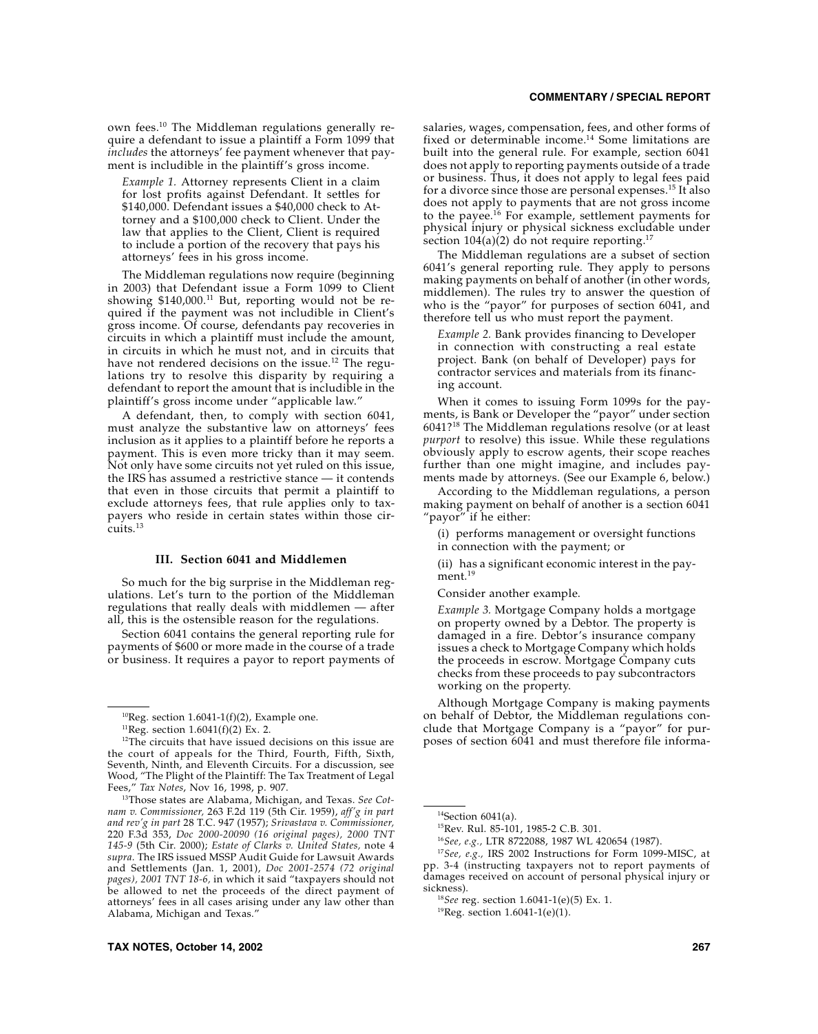own fees.[10] The Middleman regulations generally require a defendant to issue a plaintiff a Form 1099 that *includes* the attorneys' fee payment whenever that payment is includible in the plaintiff's gross income.

> *Example 1.* Attorney represents Client in a claim for lost profits against Defendant. It settles for $140,000. Defendant issues a $40,000 check to Attorney and a $100,000 check to Client. Under the law that applies to the Client, Client is required to include a portion of the recovery that pays his attorneys' fees in his gross income.

The Middleman regulations now require (beginning in 2003) that Defendant issue a Form 1099 to Client showing $140,000.[11] But, reporting would not be required if the payment was not includible in Client's gross income. Of course, defendants pay recoveries in circuits in which a plaintiff must include the amount, in circuits in which he must not, and in circuits that have not rendered decisions on the issue.[12] The regulations try to resolve this disparity by requiring a defendant to report the amount that is includible in the plaintiff's gross income under "applicable law."

A defendant, then, to comply with section 6041, must analyze the substantive law on attorneys' fees inclusion as it applies to a plaintiff before he reports a payment. This is even more tricky than it may seem. Not only have some circuits not yet ruled on this issue, the IRS has assumed a restrictive stance — it contends that even in those circuits that permit a plaintiff to exclude attorneys fees, that rule applies only to taxpayers who reside in certain states within those circuits.[13]

### III. Section 6041 and Middlemen

So much for the big surprise in the Middleman regulations. Let's turn to the portion of the Middleman regulations that really deals with middlemen — after all, this is the ostensible reason for the regulations.

Section 6041 contains the general reporting rule for payments of $600 or more made in the course of a trade or business. It requires a payor to report payments of salaries, wages, compensation, fees, and other forms of fixed or determinable income.[14] Some limitations are built into the general rule. For example, section 6041 does not apply to reporting payments outside of a trade or business. Thus, it does not apply to legal fees paid for a divorce since those are personal expenses.[15] It also does not apply to payments that are not gross income to the payee.[16] For example, settlement payments for physical injury or physical sickness excludable under section 104(a)(2) do not require reporting.[17]

The Middleman regulations are a subset of section 6041's general reporting rule. They apply to persons making payments on behalf of another (in other words, middlemen). The rules try to answer the question of who is the "payor" for purposes of section 6041, and therefore tell us who must report the payment.

> *Example 2.* Bank provides financing to Developer in connection with constructing a real estate project. Bank (on behalf of Developer) pays for contractor services and materials from its financing account.

When it comes to issuing Form 1099s for the payments, is Bank or Developer the "payor" under section 6041?[18] The Middleman regulations resolve (or at least *purport* to resolve) this issue. While these regulations obviously apply to escrow agents, their scope reaches further than one might imagine, and includes payments made by attorneys. (See our Example 6, below.)

According to the Middleman regulations, a person making payment on behalf of another is a section 6041 "payor" if he either:

> (i) performs management or oversight functions in connection with the payment; or
>
> (ii) has a significant economic interest in the payment.[19]

Consider another example.

> *Example 3.* Mortgage Company holds a mortgage on property owned by a Debtor. The property is damaged in a fire. Debtor's insurance company issues a check to Mortgage Company which holds the proceeds in escrow. Mortgage Company cuts checks from these proceeds to pay subcontractors working on the property.

Although Mortgage Company is making payments on behalf of Debtor, the Middleman regulations conclude that Mortgage Company is a "payor" for purposes of section 6041 and must therefore file informa-

---

[10] Reg. section 1.6041-1(f)(2), Example one.

[11] Reg. section 1.6041(f)(2) Ex. 2.

[12] The circuits that have issued decisions on this issue are the court of appeals for the Third, Fourth, Fifth, Sixth, Seventh, Ninth, and Eleventh Circuits. For a discussion, see Wood, "The Plight of the Plaintiff: The Tax Treatment of Legal Fees," *Tax Notes*, Nov 16, 1998, p. 907.

[13] Those states are Alabama, Michigan, and Texas. *See Cotnam v. Commissioner,* 263 F.2d 119 (5th Cir. 1959), *aff'g in part and rev'g in part* 28 T.C. 947 (1957); *Srivastava v. Commissioner,* 220 F.3d 353, *Doc 2000-20090 (16 original pages), 2000 TNT 145-9* (5th Cir. 2000); *Estate of Clarks v. United States,* note 4 *supra*. The IRS issued MSSP Audit Guide for Lawsuit Awards and Settlements (Jan. 1, 2001), *Doc 2001-2574 (72 original pages), 2001 TNT 18-6,* in which it said "taxpayers should not be allowed to net the proceeds of the direct payment of attorneys' fees in all cases arising under any law other than Alabama, Michigan and Texas."

[14] Section 6041(a).

[15] Rev. Rul. 85-101, 1985-2 C.B. 301.

[16] *See, e.g.,* LTR 8722088, 1987 WL 420654 (1987).

[17] *See, e.g.,* IRS 2002 Instructions for Form 1099-MISC, at pp. 3-4 (instructing taxpayers not to report payments of damages received on account of personal physical injury or sickness).

[18] *See* reg. section 1.6041-1(e)(5) Ex. 1.

[19] Reg. section 1.6041-1(e)(1).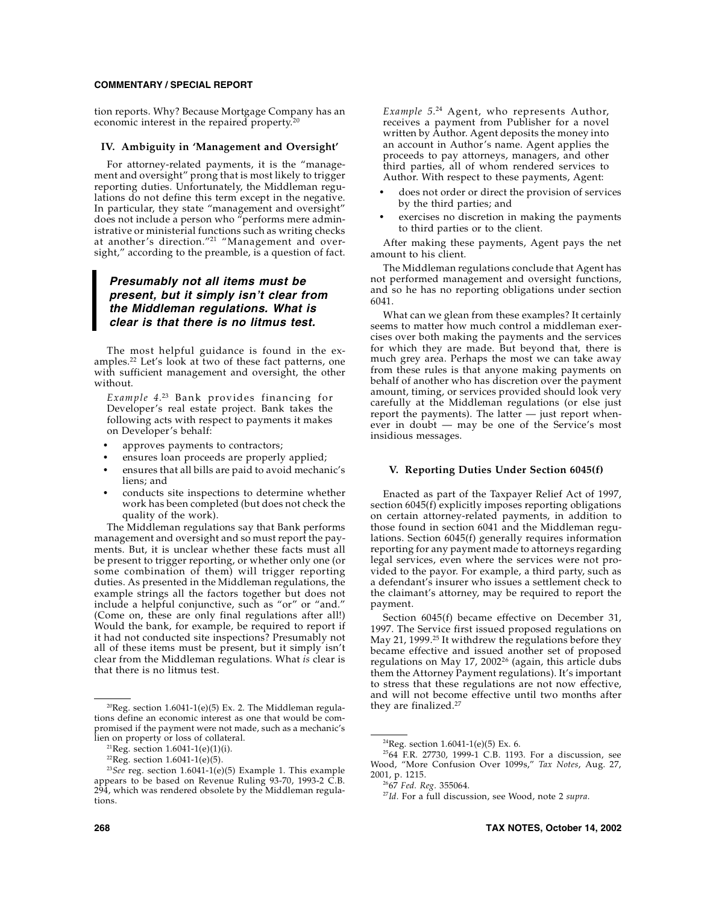tion reports. Why? Because Mortgage Company has an economic interest in the repaired property.[20]

### IV. Ambiguity in 'Management and Oversight'

For attorney-related payments, it is the "management and oversight" prong that is most likely to trigger reporting duties. Unfortunately, the Middleman regulations do not define this term except in the negative. In particular, they state "management and oversight" does not include a person who "performs mere administrative or ministerial functions such as writing checks at another's direction."[21] "Management and oversight," according to the preamble, is a question of fact.

> ***Presumably not all items must be present, but it simply isn't clear from the Middleman regulations. What is clear is that there is no litmus test.***

The most helpful guidance is found in the examples.[22] Let's look at two of these fact patterns, one with sufficient management and oversight, the other without.

> *Example 4.*[23] Bank provides financing for Developer's real estate project. Bank takes the following acts with respect to payments it makes on Developer's behalf:
>
> - approves payments to contractors;
> - ensures loan proceeds are properly applied;
> - ensures that all bills are paid to avoid mechanic's liens; and
> - conducts site inspections to determine whether work has been completed (but does not check the quality of the work).

The Middleman regulations say that Bank performs management and oversight and so must report the payments. But, it is unclear whether these facts must all be present to trigger reporting, or whether only one (or some combination of them) will trigger reporting duties. As presented in the Middleman regulations, the example strings all the factors together but does not include a helpful conjunctive, such as "or" or "and." (Come on, these are only final regulations after all!) Would the bank, for example, be required to report if it had not conducted site inspections? Presumably not all of these items must be present, but it simply isn't clear from the Middleman regulations. What *is* clear is that there is no litmus test.

> *Example 5.*[24] Agent, who represents Author, receives a payment from Publisher for a novel written by Author. Agent deposits the money into an account in Author's name. Agent applies the proceeds to pay attorneys, managers, and other third parties, all of whom rendered services to Author. With respect to these payments, Agent:
>
> - does not order or direct the provision of services by the third parties; and
> - exercises no discretion in making the payments to third parties or to the client.
>
> After making these payments, Agent pays the net amount to his client.

The Middleman regulations conclude that Agent has not performed management and oversight functions, and so he has no reporting obligations under section 6041.

What can we glean from these examples? It certainly seems to matter how much control a middleman exercises over both making the payments and the services for which they are made. But beyond that, there is much grey area. Perhaps the most we can take away from these rules is that anyone making payments on behalf of another who has discretion over the payment amount, timing, or services provided should look very carefully at the Middleman regulations (or else just report the payments). The latter — just report whenever in doubt — may be one of the Service's most insidious messages.

### V. Reporting Duties Under Section 6045(f)

Enacted as part of the Taxpayer Relief Act of 1997, section 6045(f) explicitly imposes reporting obligations on certain attorney-related payments, in addition to those found in section 6041 and the Middleman regulations. Section 6045(f) generally requires information reporting for any payment made to attorneys regarding legal services, even where the services were not provided to the payor. For example, a third party, such as a defendant's insurer who issues a settlement check to the claimant's attorney, may be required to report the payment.

Section 6045(f) became effective on December 31, 1997. The Service first issued proposed regulations on May 21, 1999.[25] It withdrew the regulations before they became effective and issued another set of proposed regulations on May 17, 2002[26] (again, this article dubs them the Attorney Payment regulations). It's important to stress that these regulations are not now effective, and will not become effective until two months after they are finalized.[27]

---

[20]Reg. section 1.6041-1(e)(5) Ex. 2. The Middleman regulations define an economic interest as one that would be compromised if the payment were not made, such as a mechanic's lien on property or loss of collateral.

[21]Reg. section 1.6041-1(e)(1)(i).

[22]Reg. section 1.6041-1(e)(5).

[23]*See* reg. section 1.6041-1(e)(5) Example 1. This example appears to be based on Revenue Ruling 93-70, 1993-2 C.B. 294, which was rendered obsolete by the Middleman regulations.

[24]Reg. section 1.6041-1(e)(5) Ex. 6.

[25]64 F.R. 27730, 1999-1 C.B. 1193. For a discussion, see Wood, "More Confusion Over 1099s," *Tax Notes*, Aug. 27, 2001, p. 1215.

[26]67 *Fed. Reg.* 355064.

[27]*Id.* For a full discussion, see Wood, note 2 *supra.*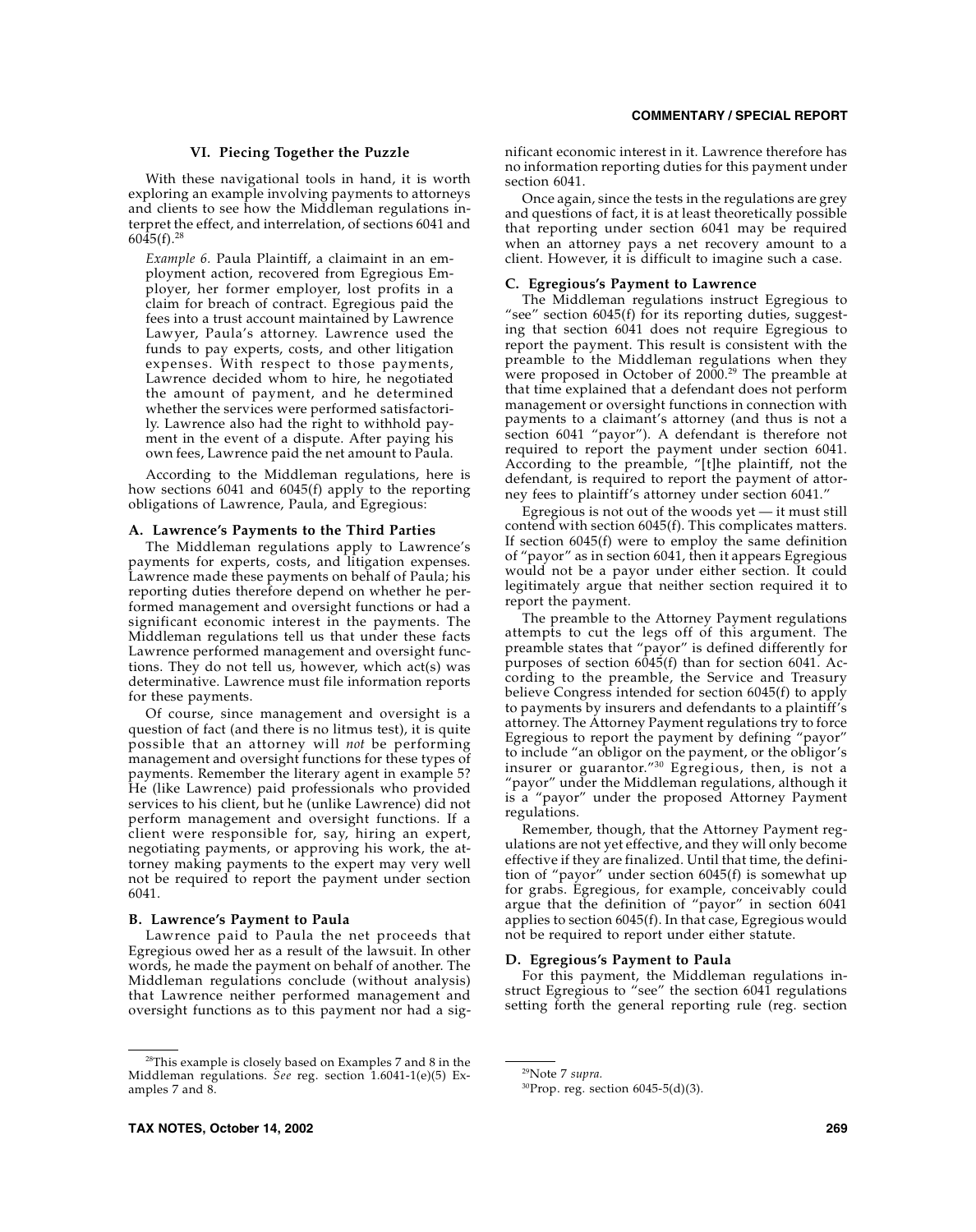## VI. Piecing Together the Puzzle

With these navigational tools in hand, it is worth exploring an example involving payments to attorneys and clients to see how the Middleman regulations interpret the effect, and interrelation, of sections 6041 and 6045(f).[28]

> *Example 6.* Paula Plaintiff, a claimaint in an employment action, recovered from Egregious Employer, her former employer, lost profits in a claim for breach of contract. Egregious paid the fees into a trust account maintained by Lawrence Lawyer, Paula's attorney. Lawrence used the funds to pay experts, costs, and other litigation expenses. With respect to those payments, Lawrence decided whom to hire, he negotiated the amount of payment, and he determined whether the services were performed satisfactorily. Lawrence also had the right to withhold payment in the event of a dispute. After paying his own fees, Lawrence paid the net amount to Paula.

According to the Middleman regulations, here is how sections 6041 and 6045(f) apply to the reporting obligations of Lawrence, Paula, and Egregious:

### A. Lawrence's Payments to the Third Parties

The Middleman regulations apply to Lawrence's payments for experts, costs, and litigation expenses. Lawrence made these payments on behalf of Paula; his reporting duties therefore depend on whether he performed management and oversight functions or had a significant economic interest in the payments. The Middleman regulations tell us that under these facts Lawrence performed management and oversight functions. They do not tell us, however, which act(s) was determinative. Lawrence must file information reports for these payments.

Of course, since management and oversight is a question of fact (and there is no litmus test), it is quite possible that an attorney will *not* be performing management and oversight functions for these types of payments. Remember the literary agent in example 5? He (like Lawrence) paid professionals who provided services to his client, but he (unlike Lawrence) did not perform management and oversight functions. If a client were responsible for, say, hiring an expert, negotiating payments, or approving his work, the attorney making payments to the expert may very well not be required to report the payment under section 6041.

### B. Lawrence's Payment to Paula

Lawrence paid to Paula the net proceeds that Egregious owed her as a result of the lawsuit. In other words, he made the payment on behalf of another. The Middleman regulations conclude (without analysis) that Lawrence neither performed management and oversight functions as to this payment nor had a significant economic interest in it. Lawrence therefore has no information reporting duties for this payment under section 6041.

Once again, since the tests in the regulations are grey and questions of fact, it is at least theoretically possible that reporting under section 6041 may be required when an attorney pays a net recovery amount to a client. However, it is difficult to imagine such a case.

### C. Egregious's Payment to Lawrence

The Middleman regulations instruct Egregious to "see" section 6045(f) for its reporting duties, suggesting that section 6041 does not require Egregious to report the payment. This result is consistent with the preamble to the Middleman regulations when they were proposed in October of 2000.[29] The preamble at that time explained that a defendant does not perform management or oversight functions in connection with payments to a claimant's attorney (and thus is not a section 6041 "payor"). A defendant is therefore not required to report the payment under section 6041. According to the preamble, "[t]he plaintiff, not the defendant, is required to report the payment of attorney fees to plaintiff's attorney under section 6041."

Egregious is not out of the woods yet — it must still contend with section 6045(f). This complicates matters. If section 6045(f) were to employ the same definition of "payor" as in section 6041, then it appears Egregious would not be a payor under either section. It could legitimately argue that neither section required it to report the payment.

The preamble to the Attorney Payment regulations attempts to cut the legs off of this argument. The preamble states that "payor" is defined differently for purposes of section 6045(f) than for section 6041. According to the preamble, the Service and Treasury believe Congress intended for section 6045(f) to apply to payments by insurers and defendants to a plaintiff's attorney. The Attorney Payment regulations try to force Egregious to report the payment by defining "payor" to include "an obligor on the payment, or the obligor's insurer or guarantor."[30] Egregious, then, is not a "payor" under the Middleman regulations, although it is a "payor" under the proposed Attorney Payment regulations.

Remember, though, that the Attorney Payment regulations are not yet effective, and they will only become effective if they are finalized. Until that time, the definition of "payor" under section 6045(f) is somewhat up for grabs. Egregious, for example, conceivably could argue that the definition of "payor" in section 6041 applies to section 6045(f). In that case, Egregious would not be required to report under either statute.

### D. Egregious's Payment to Paula

For this payment, the Middleman regulations instruct Egregious to "see" the section 6041 regulations setting forth the general reporting rule (reg. section

---

[28] This example is closely based on Examples 7 and 8 in the Middleman regulations. *See* reg. section 1.6041-1(e)(5) Examples 7 and 8.

[29] Note 7 *supra.*

[30] Prop. reg. section 6045-5(d)(3).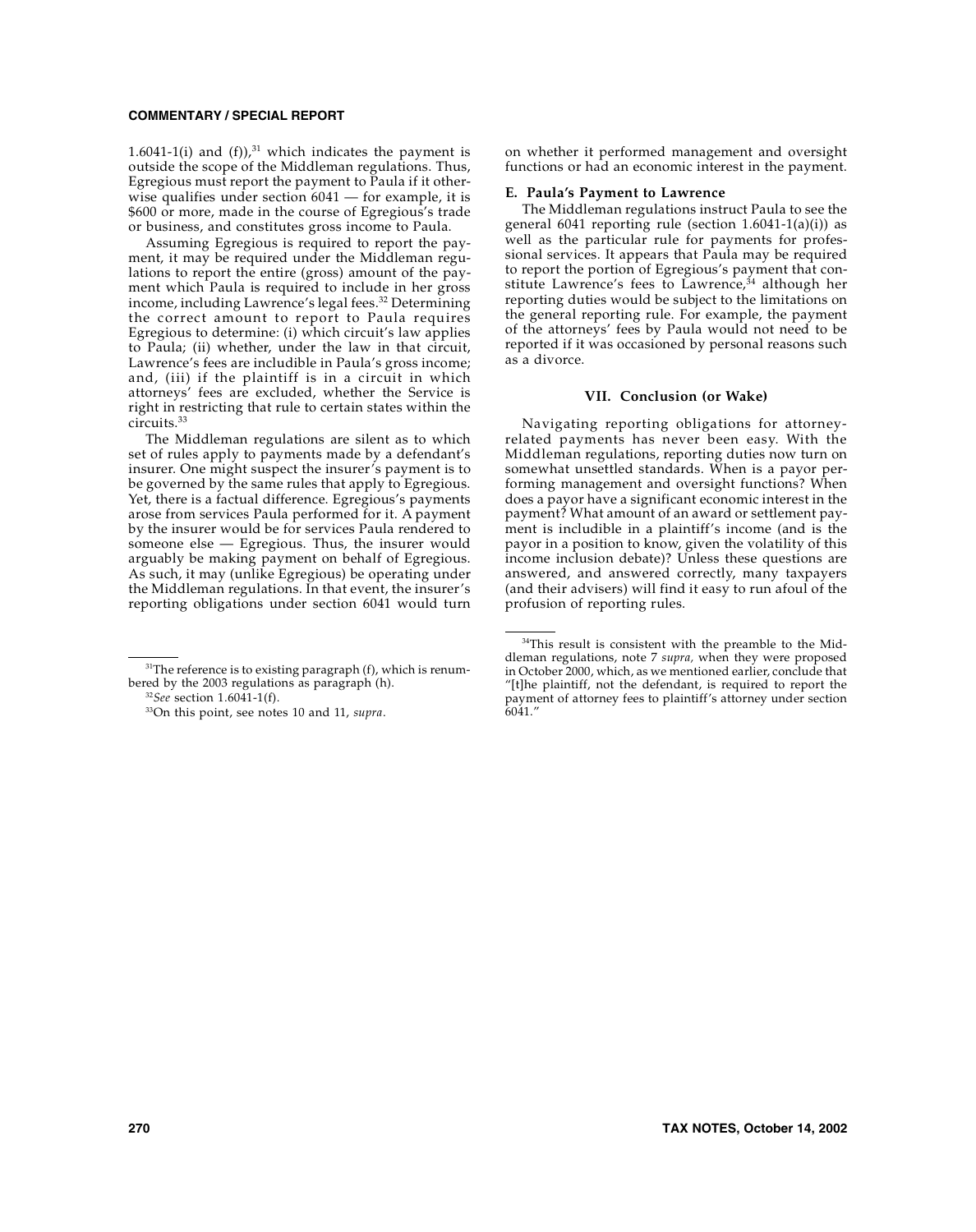1.6041-1(i) and (f)),[31] which indicates the payment is outside the scope of the Middleman regulations. Thus, Egregious must report the payment to Paula if it otherwise qualifies under section 6041 — for example, it is $600 or more, made in the course of Egregious's trade or business, and constitutes gross income to Paula.

Assuming Egregious is required to report the payment, it may be required under the Middleman regulations to report the entire (gross) amount of the payment which Paula is required to include in her gross income, including Lawrence's legal fees.[32] Determining the correct amount to report to Paula requires Egregious to determine: (i) which circuit's law applies to Paula; (ii) whether, under the law in that circuit, Lawrence's fees are includible in Paula's gross income; and, (iii) if the plaintiff is in a circuit in which attorneys' fees are excluded, whether the Service is right in restricting that rule to certain states within the circuits.[33]

The Middleman regulations are silent as to which set of rules apply to payments made by a defendant's insurer. One might suspect the insurer's payment is to be governed by the same rules that apply to Egregious. Yet, there is a factual difference. Egregious's payments arose from services Paula performed for it. A payment by the insurer would be for services Paula rendered to someone else — Egregious. Thus, the insurer would arguably be making payment on behalf of Egregious. As such, it may (unlike Egregious) be operating under the Middleman regulations. In that event, the insurer's reporting obligations under section 6041 would turn on whether it performed management and oversight functions or had an economic interest in the payment.

### E. Paula's Payment to Lawrence

The Middleman regulations instruct Paula to see the general 6041 reporting rule (section 1.6041-1(a)(i)) as well as the particular rule for payments for professional services. It appears that Paula may be required to report the portion of Egregious's payment that constitute Lawrence's fees to Lawrence,[34] although her reporting duties would be subject to the limitations on the general reporting rule. For example, the payment of the attorneys' fees by Paula would not need to be reported if it was occasioned by personal reasons such as a divorce.

## VII. Conclusion (or Wake)

Navigating reporting obligations for attorney-related payments has never been easy. With the Middleman regulations, reporting duties now turn on somewhat unsettled standards. When is a payor performing management and oversight functions? When does a payor have a significant economic interest in the payment? What amount of an award or settlement payment is includible in a plaintiff's income (and is the payor in a position to know, given the volatility of this income inclusion debate)? Unless these questions are answered, and answered correctly, many taxpayers (and their advisers) will find it easy to run afoul of the profusion of reporting rules.

---

[31]The reference is to existing paragraph (f), which is renumbered by the 2003 regulations as paragraph (h).

[32]*See* section 1.6041-1(f).

[33]On this point, see notes 10 and 11, *supra*.

[34]This result is consistent with the preamble to the Middleman regulations, note 7 *supra*, when they were proposed in October 2000, which, as we mentioned earlier, conclude that "[t]he plaintiff, not the defendant, is required to report the payment of attorney fees to plaintiff's attorney under section 6041."